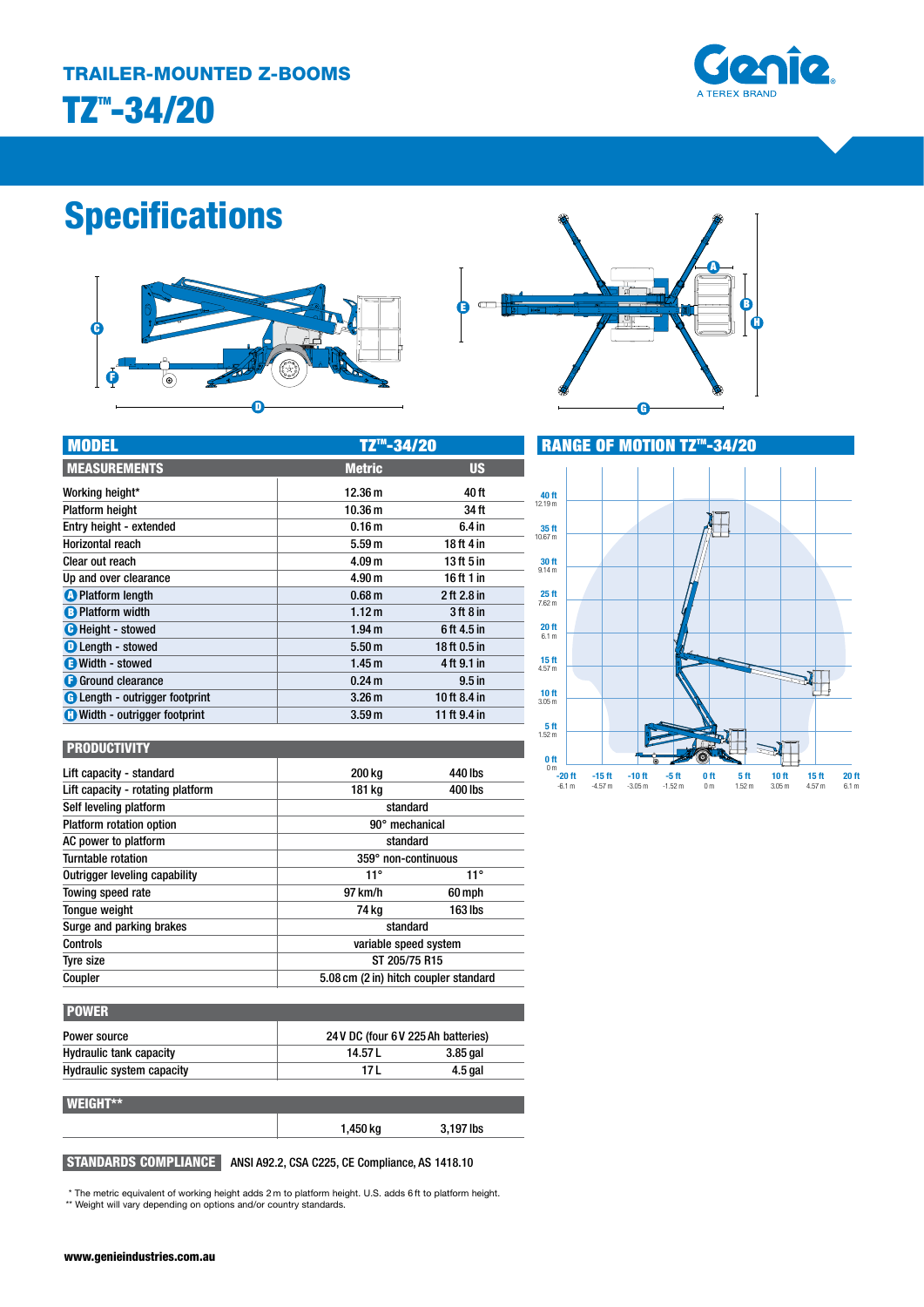# TRAILER-MOUNTED Z-BOOMS

# TZ™-34/20

Genie
A TEREX BRAND

## Specifications

| MODEL | TZ™-34/20 | |
|---|---|---|
| **MEASUREMENTS** | **Metric** | **US** |
| Working height* | 12.36 m | 40 ft |
| Platform height | 10.36 m | 34 ft |
| Entry height - extended | 0.16 m | 6.4 in |
| Horizontal reach | 5.59 m | 18 ft 4 in |
| Clear out reach | 4.09 m | 13 ft 5 in |
| Up and over clearance | 4.90 m | 16 ft 1 in |
| A Platform length | 0.68 m | 2 ft 2.8 in |
| B Platform width | 1.12 m | 3 ft 8 in |
| C Height - stowed | 1.94 m | 6 ft 4.5 in |
| D Length - stowed | 5.50 m | 18 ft 0.5 in |
| E Width - stowed | 1.45 m | 4 ft 9.1 in |
| F Ground clearance | 0.24 m | 9.5 in |
| G Length - outrigger footprint | 3.26 m | 10 ft 8.4 in |
| H Width - outrigger footprint | 3.59 m | 11 ft 9.4 in |

| PRODUCTIVITY | | |
|---|---|---|
| Lift capacity - standard | 200 kg | 440 lbs |
| Lift capacity - rotating platform | 181 kg | 400 lbs |
| Self leveling platform | standard | |
| Platform rotation option | 90° mechanical | |
| AC power to platform | standard | |
| Turntable rotation | 359° non-continuous | |
| Outrigger leveling capability | 11° | 11° |
| Towing speed rate | 97 km/h | 60 mph |
| Tongue weight | 74 kg | 163 lbs |
| Surge and parking brakes | standard | |
| Controls | variable speed system | |
| Tyre size | ST 205/75 R15 | |
| Coupler | 5.08 cm (2 in) hitch coupler standard | |

| POWER | | |
|---|---|---|
| Power source | 24 V DC (four 6 V 225 Ah batteries) | |
| Hydraulic tank capacity | 14.57 L | 3.85 gal |
| Hydraulic system capacity | 17 L | 4.5 gal |

| WEIGHT** | | |
|---|---|---|
| | 1,450 kg | 3,197 lbs |

**STANDARDS COMPLIANCE** ANSI A92.2, CSA C225, CE Compliance, AS 1418.10

### RANGE OF MOTION TZ™-34/20

\* The metric equivalent of working height adds 2 m to platform height. U.S. adds 6 ft to platform height.
\** Weight will vary depending on options and/or country standards.

www.genieindustries.com.au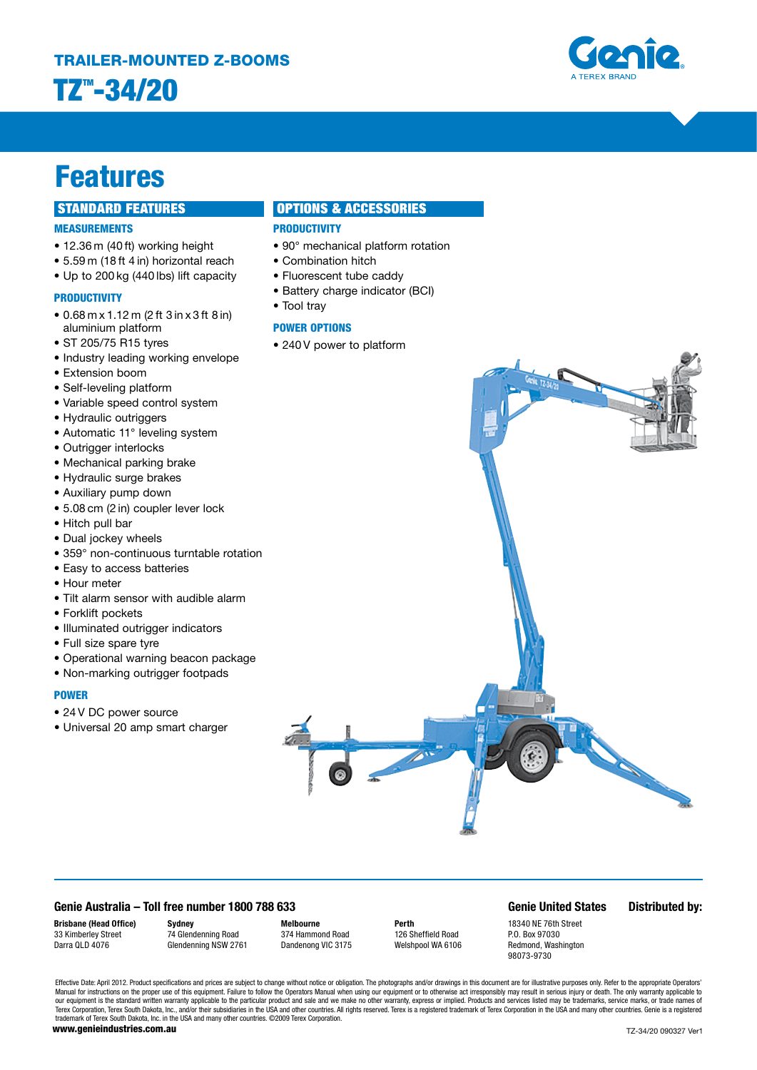## TRAILER-MOUNTED Z-BOOMS

# TZ™-34/20

Genie
A TEREX BRAND

# Features

## STANDARD FEATURES

### MEASUREMENTS

- 12.36 m (40 ft) working height
- 5.59 m (18 ft 4 in) horizontal reach
- Up to 200 kg (440 lbs) lift capacity

### PRODUCTIVITY

- 0.68 m x 1.12 m (2 ft 3 in x 3 ft 8 in) aluminium platform
- ST 205/75 R15 tyres
- Industry leading working envelope
- Extension boom
- Self-leveling platform
- Variable speed control system
- Hydraulic outriggers
- Automatic 11° leveling system
- Outrigger interlocks
- Mechanical parking brake
- Hydraulic surge brakes
- Auxiliary pump down
- 5.08 cm (2 in) coupler lever lock
- Hitch pull bar
- Dual jockey wheels
- 359° non-continuous turntable rotation
- Easy to access batteries
- Hour meter
- Tilt alarm sensor with audible alarm
- Forklift pockets
- Illuminated outrigger indicators
- Full size spare tyre
- Operational warning beacon package
- Non-marking outrigger footpads

### POWER

- 24 V DC power source
- Universal 20 amp smart charger

## OPTIONS & ACCESSORIES

### PRODUCTIVITY

- 90° mechanical platform rotation
- Combination hitch
- Fluorescent tube caddy
- Battery charge indicator (BCI)
- Tool tray

### POWER OPTIONS

- 240 V power to platform

---

**Genie Australia – Toll free number 1800 788 633**

**Brisbane (Head Office)**
33 Kimberley Street
Darra QLD 4076

**Sydney**
74 Glendenning Road
Glendenning NSW 2761

**Melbourne**
374 Hammond Road
Dandenong VIC 3175

**Perth**
126 Sheffield Road
Welshpool WA 6106

**Genie United States**
18340 NE 76th Street
P.O. Box 97030
Redmond, Washington
98073-9730

**Distributed by:**

Effective Date: April 2012. Product specifications and prices are subject to change without notice or obligation. The photographs and/or drawings in this document are for illustrative purposes only. Refer to the appropriate Operators' Manual for instructions on the proper use of this equipment. Failure to follow the Operators Manual when using our equipment or to otherwise act irresponsibly may result in serious injury or death. The only warranty applicable to our equipment is the standard written warranty applicable to the particular product and sale and we make no other warranty, express or implied. Products and services listed may be trademarks, service marks, or trade names of Terex Corporation, Terex South Dakota, Inc., and/or their subsidiaries in the USA and other countries. All rights reserved. Terex is a registered trademark of Terex Corporation in the USA and many other countries. Genie is a registered trademark of Terex South Dakota, Inc. in the USA and many other countries. ©2009 Terex Corporation.

**www.genieindustries.com.au**

TZ-34/20 090327 Ver1